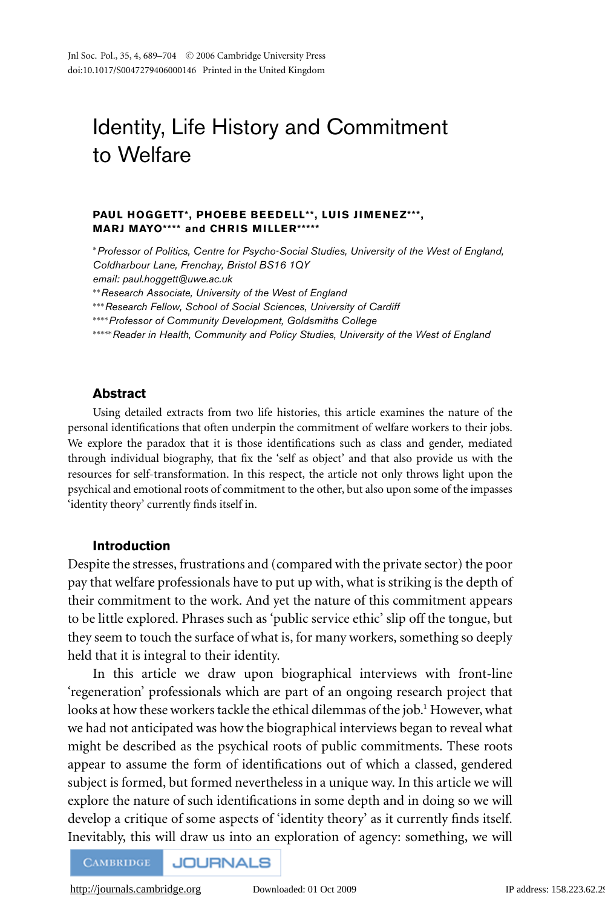# Identity, Life History and Commitment to Welfare

**PAUL HOGGETT\*, PHOEBE BEEDELL\*\*, LUIS JIMENEZ\*\*\*, MARJ MAYO\*\*\*\* and CHRIS MILLER\*\*\*\*\***

\* *Professor of Politics, Centre for Psycho-Social Studies, University of the West of England, Coldharbour Lane, Frenchay, Bristol BS16 1QY*
*email: paul.hoggett@uwe.ac.uk*
\*\* *Research Associate, University of the West of England*
\*\*\* *Research Fellow, School of Social Sciences, University of Cardiff*
\*\*\*\* *Professor of Community Development, Goldsmiths College*
\*\*\*\*\* *Reader in Health, Community and Policy Studies, University of the West of England*

## Abstract

Using detailed extracts from two life histories, this article examines the nature of the personal identifications that often underpin the commitment of welfare workers to their jobs. We explore the paradox that it is those identifications such as class and gender, mediated through individual biography, that fix the 'self as object' and that also provide us with the resources for self-transformation. In this respect, the article not only throws light upon the psychical and emotional roots of commitment to the other, but also upon some of the impasses 'identity theory' currently finds itself in.

## Introduction

Despite the stresses, frustrations and (compared with the private sector) the poor pay that welfare professionals have to put up with, what is striking is the depth of their commitment to the work. And yet the nature of this commitment appears to be little explored. Phrases such as 'public service ethic' slip off the tongue, but they seem to touch the surface of what is, for many workers, something so deeply held that it is integral to their identity.

In this article we draw upon biographical interviews with front-line 'regeneration' professionals which are part of an ongoing research project that looks at how these workers tackle the ethical dilemmas of the job.[1] However, what we had not anticipated was how the biographical interviews began to reveal what might be described as the psychical roots of public commitments. These roots appear to assume the form of identifications out of which a classed, gendered subject is formed, but formed nevertheless in a unique way. In this article we will explore the nature of such identifications in some depth and in doing so we will develop a critique of some aspects of 'identity theory' as it currently finds itself. Inevitably, this will draw us into an exploration of agency: something, we will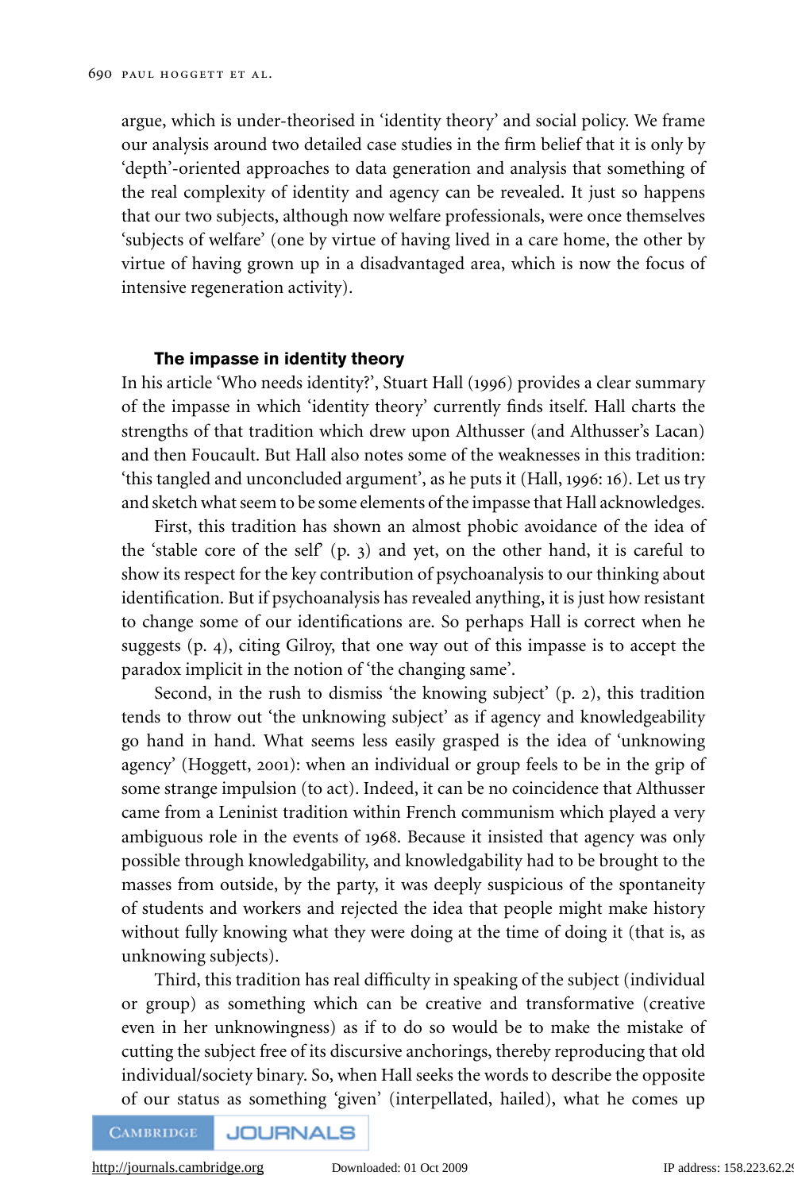argue, which is under-theorised in 'identity theory' and social policy. We frame our analysis around two detailed case studies in the firm belief that it is only by 'depth'-oriented approaches to data generation and analysis that something of the real complexity of identity and agency can be revealed. It just so happens that our two subjects, although now welfare professionals, were once themselves 'subjects of welfare' (one by virtue of having lived in a care home, the other by virtue of having grown up in a disadvantaged area, which is now the focus of intensive regeneration activity).

## The impasse in identity theory

In his article 'Who needs identity?', Stuart Hall (1996) provides a clear summary of the impasse in which 'identity theory' currently finds itself. Hall charts the strengths of that tradition which drew upon Althusser (and Althusser's Lacan) and then Foucault. But Hall also notes some of the weaknesses in this tradition: 'this tangled and unconcluded argument', as he puts it (Hall, 1996: 16). Let us try and sketch what seem to be some elements of the impasse that Hall acknowledges.

First, this tradition has shown an almost phobic avoidance of the idea of the 'stable core of the self' (p. 3) and yet, on the other hand, it is careful to show its respect for the key contribution of psychoanalysis to our thinking about identification. But if psychoanalysis has revealed anything, it is just how resistant to change some of our identifications are. So perhaps Hall is correct when he suggests (p. 4), citing Gilroy, that one way out of this impasse is to accept the paradox implicit in the notion of 'the changing same'.

Second, in the rush to dismiss 'the knowing subject' (p. 2), this tradition tends to throw out 'the unknowing subject' as if agency and knowledgeability go hand in hand. What seems less easily grasped is the idea of 'unknowing agency' (Hoggett, 2001): when an individual or group feels to be in the grip of some strange impulsion (to act). Indeed, it can be no coincidence that Althusser came from a Leninist tradition within French communism which played a very ambiguous role in the events of 1968. Because it insisted that agency was only possible through knowledgability, and knowledgability had to be brought to the masses from outside, by the party, it was deeply suspicious of the spontaneity of students and workers and rejected the idea that people might make history without fully knowing what they were doing at the time of doing it (that is, as unknowing subjects).

Third, this tradition has real difficulty in speaking of the subject (individual or group) as something which can be creative and transformative (creative even in her unknowingness) as if to do so would be to make the mistake of cutting the subject free of its discursive anchorings, thereby reproducing that old individual/society binary. So, when Hall seeks the words to describe the opposite of our status as something 'given' (interpellated, hailed), what he comes up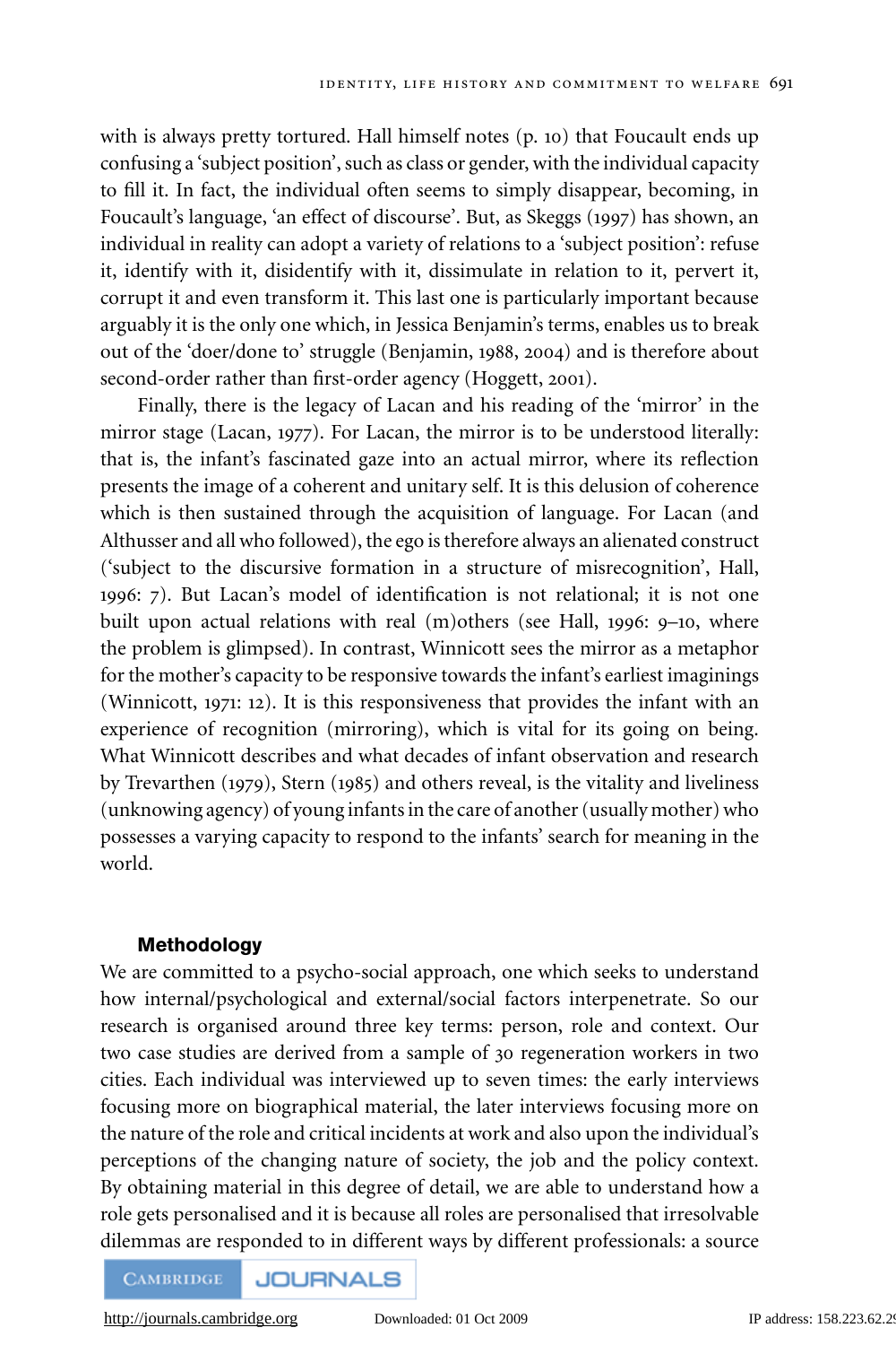with is always pretty tortured. Hall himself notes (p. 10) that Foucault ends up confusing a 'subject position', such as class or gender, with the individual capacity to fill it. In fact, the individual often seems to simply disappear, becoming, in Foucault's language, 'an effect of discourse'. But, as Skeggs (1997) has shown, an individual in reality can adopt a variety of relations to a 'subject position': refuse it, identify with it, disidentify with it, dissimulate in relation to it, pervert it, corrupt it and even transform it. This last one is particularly important because arguably it is the only one which, in Jessica Benjamin's terms, enables us to break out of the 'doer/done to' struggle (Benjamin, 1988, 2004) and is therefore about second-order rather than first-order agency (Hoggett, 2001).

Finally, there is the legacy of Lacan and his reading of the 'mirror' in the mirror stage (Lacan, 1977). For Lacan, the mirror is to be understood literally: that is, the infant's fascinated gaze into an actual mirror, where its reflection presents the image of a coherent and unitary self. It is this delusion of coherence which is then sustained through the acquisition of language. For Lacan (and Althusser and all who followed), the ego is therefore always an alienated construct ('subject to the discursive formation in a structure of misrecognition', Hall, 1996: 7). But Lacan's model of identification is not relational; it is not one built upon actual relations with real (m)others (see Hall, 1996: 9–10, where the problem is glimpsed). In contrast, Winnicott sees the mirror as a metaphor for the mother's capacity to be responsive towards the infant's earliest imaginings (Winnicott, 1971: 12). It is this responsiveness that provides the infant with an experience of recognition (mirroring), which is vital for its going on being. What Winnicott describes and what decades of infant observation and research by Trevarthen (1979), Stern (1985) and others reveal, is the vitality and liveliness (unknowing agency) of young infants in the care of another (usually mother) who possesses a varying capacity to respond to the infants' search for meaning in the world.

## Methodology

We are committed to a psycho-social approach, one which seeks to understand how internal/psychological and external/social factors interpenetrate. So our research is organised around three key terms: person, role and context. Our two case studies are derived from a sample of 30 regeneration workers in two cities. Each individual was interviewed up to seven times: the early interviews focusing more on biographical material, the later interviews focusing more on the nature of the role and critical incidents at work and also upon the individual's perceptions of the changing nature of society, the job and the policy context. By obtaining material in this degree of detail, we are able to understand how a role gets personalised and it is because all roles are personalised that irresolvable dilemmas are responded to in different ways by different professionals: a source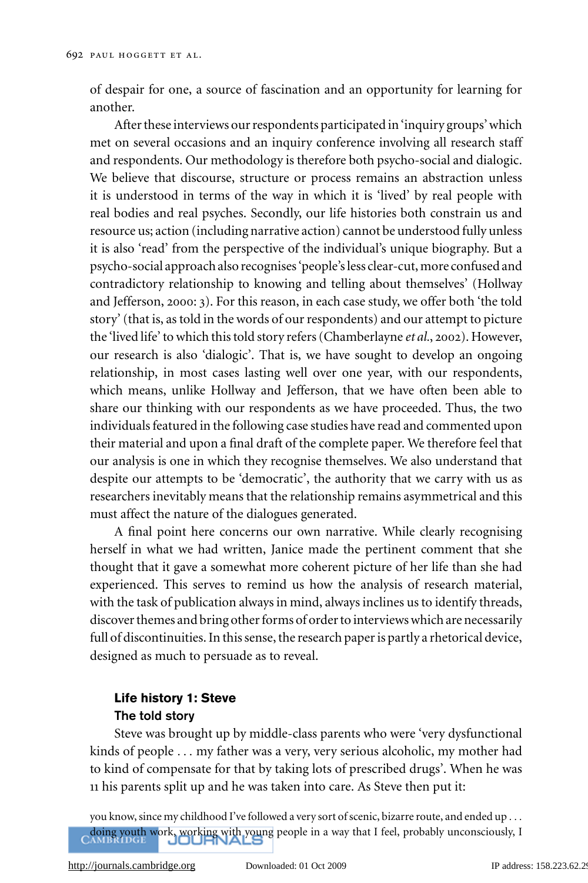of despair for one, a source of fascination and an opportunity for learning for another.

After these interviews our respondents participated in 'inquiry groups' which met on several occasions and an inquiry conference involving all research staff and respondents. Our methodology is therefore both psycho-social and dialogic. We believe that discourse, structure or process remains an abstraction unless it is understood in terms of the way in which it is 'lived' by real people with real bodies and real psyches. Secondly, our life histories both constrain us and resource us; action (including narrative action) cannot be understood fully unless it is also 'read' from the perspective of the individual's unique biography. But a psycho-social approach also recognises 'people's less clear-cut, more confused and contradictory relationship to knowing and telling about themselves' (Hollway and Jefferson, 2000: 3). For this reason, in each case study, we offer both 'the told story' (that is, as told in the words of our respondents) and our attempt to picture the 'lived life' to which this told story refers (Chamberlayne *et al.*, 2002). However, our research is also 'dialogic'. That is, we have sought to develop an ongoing relationship, in most cases lasting well over one year, with our respondents, which means, unlike Hollway and Jefferson, that we have often been able to share our thinking with our respondents as we have proceeded. Thus, the two individuals featured in the following case studies have read and commented upon their material and upon a final draft of the complete paper. We therefore feel that our analysis is one in which they recognise themselves. We also understand that despite our attempts to be 'democratic', the authority that we carry with us as researchers inevitably means that the relationship remains asymmetrical and this must affect the nature of the dialogues generated.

A final point here concerns our own narrative. While clearly recognising herself in what we had written, Janice made the pertinent comment that she thought that it gave a somewhat more coherent picture of her life than she had experienced. This serves to remind us how the analysis of research material, with the task of publication always in mind, always inclines us to identify threads, discover themes and bring other forms of order to interviews which are necessarily full of discontinuities. In this sense, the research paper is partly a rhetorical device, designed as much to persuade as to reveal.

## Life history 1: Steve

### The told story

Steve was brought up by middle-class parents who were 'very dysfunctional kinds of people . . . my father was a very, very serious alcoholic, my mother had to kind of compensate for that by taking lots of prescribed drugs'. When he was 11 his parents split up and he was taken into care. As Steve then put it:

> you know, since my childhood I've followed a very sort of scenic, bizarre route, and ended up . . . doing youth work, working with young people in a way that I feel, probably unconsciously, I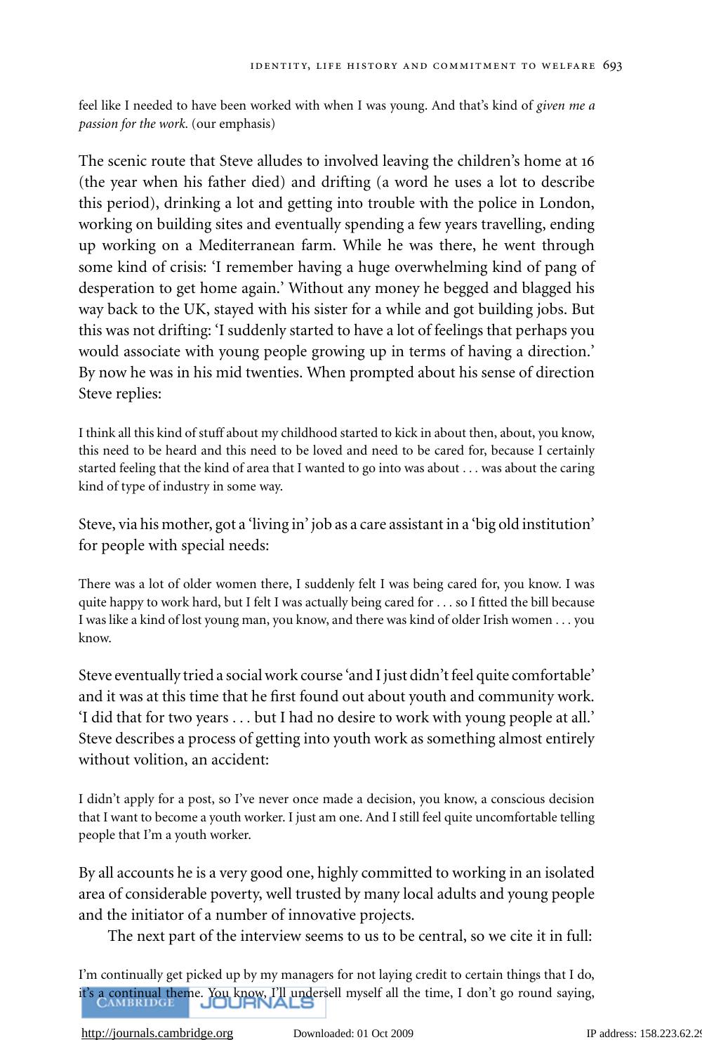feel like I needed to have been worked with when I was young. And that's kind of *given me a passion for the work.* (our emphasis)

The scenic route that Steve alludes to involved leaving the children's home at 16 (the year when his father died) and drifting (a word he uses a lot to describe this period), drinking a lot and getting into trouble with the police in London, working on building sites and eventually spending a few years travelling, ending up working on a Mediterranean farm. While he was there, he went through some kind of crisis: 'I remember having a huge overwhelming kind of pang of desperation to get home again.' Without any money he begged and blagged his way back to the UK, stayed with his sister for a while and got building jobs. But this was not drifting: 'I suddenly started to have a lot of feelings that perhaps you would associate with young people growing up in terms of having a direction.' By now he was in his mid twenties. When prompted about his sense of direction Steve replies:

> I think all this kind of stuff about my childhood started to kick in about then, about, you know, this need to be heard and this need to be loved and need to be cared for, because I certainly started feeling that the kind of area that I wanted to go into was about . . . was about the caring kind of type of industry in some way.

Steve, via his mother, got a 'living in' job as a care assistant in a 'big old institution' for people with special needs:

> There was a lot of older women there, I suddenly felt I was being cared for, you know. I was quite happy to work hard, but I felt I was actually being cared for . . . so I fitted the bill because I was like a kind of lost young man, you know, and there was kind of older Irish women . . . you know.

Steve eventually tried a social work course 'and I just didn't feel quite comfortable' and it was at this time that he first found out about youth and community work. 'I did that for two years . . . but I had no desire to work with young people at all.' Steve describes a process of getting into youth work as something almost entirely without volition, an accident:

> I didn't apply for a post, so I've never once made a decision, you know, a conscious decision that I want to become a youth worker. I just am one. And I still feel quite uncomfortable telling people that I'm a youth worker.

By all accounts he is a very good one, highly committed to working in an isolated area of considerable poverty, well trusted by many local adults and young people and the initiator of a number of innovative projects.

The next part of the interview seems to us to be central, so we cite it in full:

> I'm continually get picked up by my managers for not laying credit to certain things that I do, it's a continual theme. You know, I'll undersell myself all the time, I don't go round saying,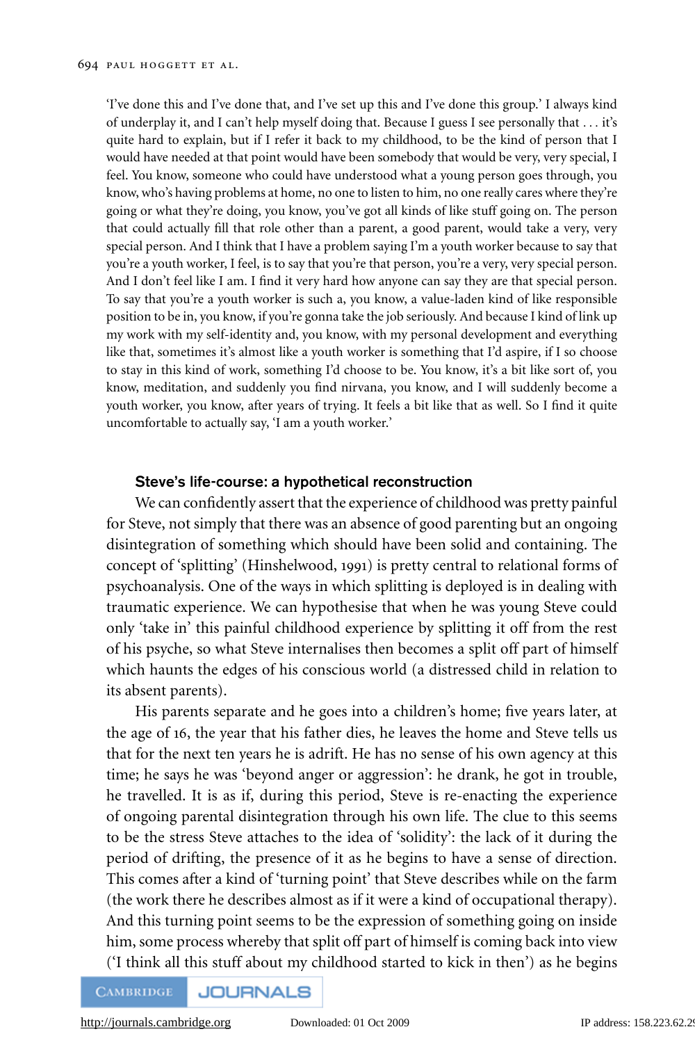'I've done this and I've done that, and I've set up this and I've done this group.' I always kind of underplay it, and I can't help myself doing that. Because I guess I see personally that . . . it's quite hard to explain, but if I refer it back to my childhood, to be the kind of person that I would have needed at that point would have been somebody that would be very, very special, I feel. You know, someone who could have understood what a young person goes through, you know, who's having problems at home, no one to listen to him, no one really cares where they're going or what they're doing, you know, you've got all kinds of like stuff going on. The person that could actually fill that role other than a parent, a good parent, would take a very, very special person. And I think that I have a problem saying I'm a youth worker because to say that you're a youth worker, I feel, is to say that you're that person, you're a very, very special person. And I don't feel like I am. I find it very hard how anyone can say they are that special person. To say that you're a youth worker is such a, you know, a value-laden kind of like responsible position to be in, you know, if you're gonna take the job seriously. And because I kind of link up my work with my self-identity and, you know, with my personal development and everything like that, sometimes it's almost like a youth worker is something that I'd aspire, if I so choose to stay in this kind of work, something I'd choose to be. You know, it's a bit like sort of, you know, meditation, and suddenly you find nirvana, you know, and I will suddenly become a youth worker, you know, after years of trying. It feels a bit like that as well. So I find it quite uncomfortable to actually say, 'I am a youth worker.'

### Steve's life-course: a hypothetical reconstruction

We can confidently assert that the experience of childhood was pretty painful for Steve, not simply that there was an absence of good parenting but an ongoing disintegration of something which should have been solid and containing. The concept of 'splitting' (Hinshelwood, 1991) is pretty central to relational forms of psychoanalysis. One of the ways in which splitting is deployed is in dealing with traumatic experience. We can hypothesise that when he was young Steve could only 'take in' this painful childhood experience by splitting it off from the rest of his psyche, so what Steve internalises then becomes a split off part of himself which haunts the edges of his conscious world (a distressed child in relation to its absent parents).

His parents separate and he goes into a children's home; five years later, at the age of 16, the year that his father dies, he leaves the home and Steve tells us that for the next ten years he is adrift. He has no sense of his own agency at this time; he says he was 'beyond anger or aggression': he drank, he got in trouble, he travelled. It is as if, during this period, Steve is re-enacting the experience of ongoing parental disintegration through his own life. The clue to this seems to be the stress Steve attaches to the idea of 'solidity': the lack of it during the period of drifting, the presence of it as he begins to have a sense of direction. This comes after a kind of 'turning point' that Steve describes while on the farm (the work there he describes almost as if it were a kind of occupational therapy). And this turning point seems to be the expression of something going on inside him, some process whereby that split off part of himself is coming back into view ('I think all this stuff about my childhood started to kick in then') as he begins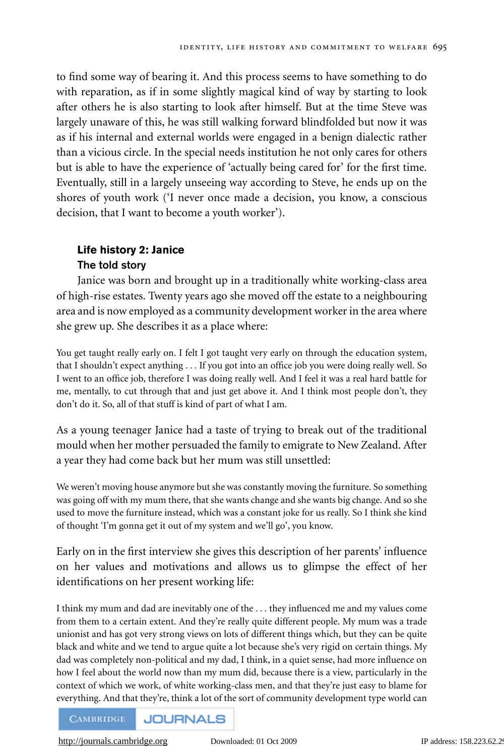to find some way of bearing it. And this process seems to have something to do with reparation, as if in some slightly magical kind of way by starting to look after others he is also starting to look after himself. But at the time Steve was largely unaware of this, he was still walking forward blindfolded but now it was as if his internal and external worlds were engaged in a benign dialectic rather than a vicious circle. In the special needs institution he not only cares for others but is able to have the experience of 'actually being cared for' for the first time. Eventually, still in a largely unseeing way according to Steve, he ends up on the shores of youth work ('I never once made a decision, you know, a conscious decision, that I want to become a youth worker').

### Life history 2: Janice

#### The told story

Janice was born and brought up in a traditionally white working-class area of high-rise estates. Twenty years ago she moved off the estate to a neighbouring area and is now employed as a community development worker in the area where she grew up. She describes it as a place where:

> You get taught really early on. I felt I got taught very early on through the education system, that I shouldn't expect anything . . . If you got into an office job you were doing really well. So I went to an office job, therefore I was doing really well. And I feel it was a real hard battle for me, mentally, to cut through that and just get above it. And I think most people don't, they don't do it. So, all of that stuff is kind of part of what I am.

As a young teenager Janice had a taste of trying to break out of the traditional mould when her mother persuaded the family to emigrate to New Zealand. After a year they had come back but her mum was still unsettled:

> We weren't moving house anymore but she was constantly moving the furniture. So something was going off with my mum there, that she wants change and she wants big change. And so she used to move the furniture instead, which was a constant joke for us really. So I think she kind of thought 'I'm gonna get it out of my system and we'll go', you know.

Early on in the first interview she gives this description of her parents' influence on her values and motivations and allows us to glimpse the effect of her identifications on her present working life:

> I think my mum and dad are inevitably one of the . . . they influenced me and my values come from them to a certain extent. And they're really quite different people. My mum was a trade unionist and has got very strong views on lots of different things which, but they can be quite black and white and we tend to argue quite a lot because she's very rigid on certain things. My dad was completely non-political and my dad, I think, in a quiet sense, had more influence on how I feel about the world now than my mum did, because there is a view, particularly in the context of which we work, of white working-class men, and that they're just easy to blame for everything. And that they're, think a lot of the sort of community development type world can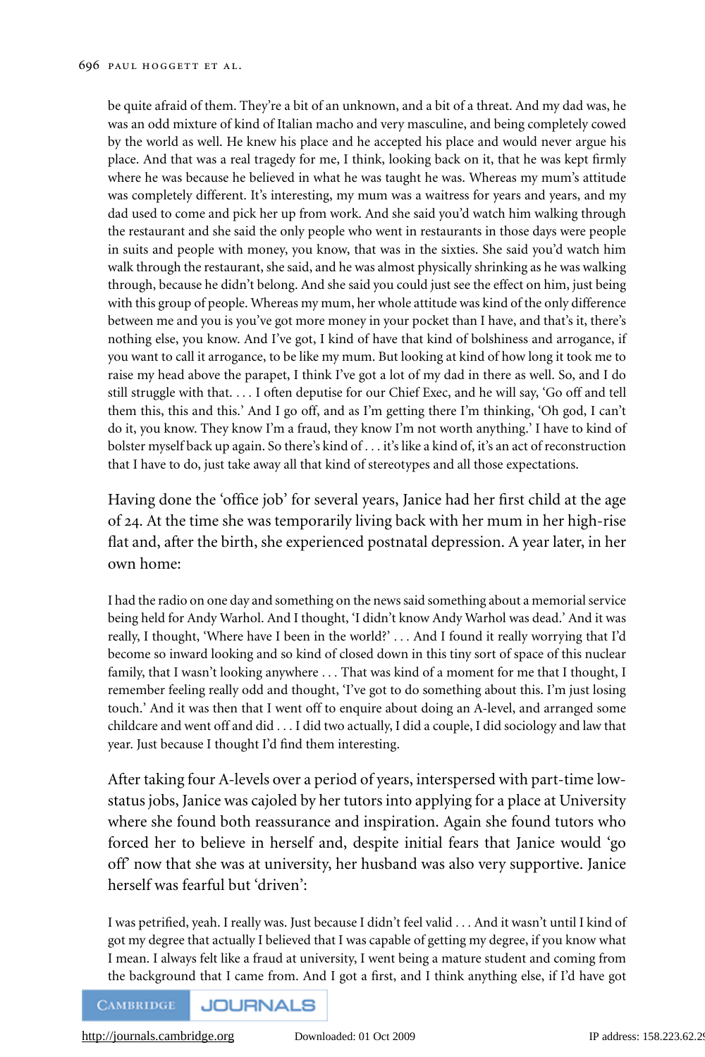be quite afraid of them. They're a bit of an unknown, and a bit of a threat. And my dad was, he was an odd mixture of kind of Italian macho and very masculine, and being completely cowed by the world as well. He knew his place and he accepted his place and would never argue his place. And that was a real tragedy for me, I think, looking back on it, that he was kept firmly where he was because he believed in what he was taught he was. Whereas my mum's attitude was completely different. It's interesting, my mum was a waitress for years and years, and my dad used to come and pick her up from work. And she said you'd watch him walking through the restaurant and she said the only people who went in restaurants in those days were people in suits and people with money, you know, that was in the sixties. She said you'd watch him walk through the restaurant, she said, and he was almost physically shrinking as he was walking through, because he didn't belong. And she said you could just see the effect on him, just being with this group of people. Whereas my mum, her whole attitude was kind of the only difference between me and you is you've got more money in your pocket than I have, and that's it, there's nothing else, you know. And I've got, I kind of have that kind of bolshiness and arrogance, if you want to call it arrogance, to be like my mum. But looking at kind of how long it took me to raise my head above the parapet, I think I've got a lot of my dad in there as well. So, and I do still struggle with that. . . . I often deputise for our Chief Exec, and he will say, 'Go off and tell them this, this and this.' And I go off, and as I'm getting there I'm thinking, 'Oh god, I can't do it, you know. They know I'm a fraud, they know I'm not worth anything.' I have to kind of bolster myself back up again. So there's kind of . . . it's like a kind of, it's an act of reconstruction that I have to do, just take away all that kind of stereotypes and all those expectations.

Having done the 'office job' for several years, Janice had her first child at the age of 24. At the time she was temporarily living back with her mum in her high-rise flat and, after the birth, she experienced postnatal depression. A year later, in her own home:

I had the radio on one day and something on the news said something about a memorial service being held for Andy Warhol. And I thought, 'I didn't know Andy Warhol was dead.' And it was really, I thought, 'Where have I been in the world?' . . . And I found it really worrying that I'd become so inward looking and so kind of closed down in this tiny sort of space of this nuclear family, that I wasn't looking anywhere . . . That was kind of a moment for me that I thought, I remember feeling really odd and thought, 'I've got to do something about this. I'm just losing touch.' And it was then that I went off to enquire about doing an A-level, and arranged some childcare and went off and did . . . I did two actually, I did a couple, I did sociology and law that year. Just because I thought I'd find them interesting.

After taking four A-levels over a period of years, interspersed with part-time low-status jobs, Janice was cajoled by her tutors into applying for a place at University where she found both reassurance and inspiration. Again she found tutors who forced her to believe in herself and, despite initial fears that Janice would 'go off' now that she was at university, her husband was also very supportive. Janice herself was fearful but 'driven':

I was petrified, yeah. I really was. Just because I didn't feel valid . . . And it wasn't until I kind of got my degree that actually I believed that I was capable of getting my degree, if you know what I mean. I always felt like a fraud at university, I went being a mature student and coming from the background that I came from. And I got a first, and I think anything else, if I'd have got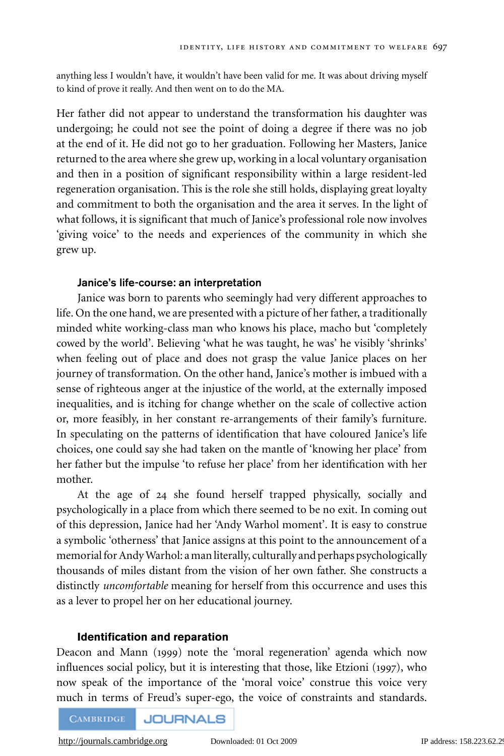anything less I wouldn't have, it wouldn't have been valid for me. It was about driving myself to kind of prove it really. And then went on to do the MA.

Her father did not appear to understand the transformation his daughter was undergoing; he could not see the point of doing a degree if there was no job at the end of it. He did not go to her graduation. Following her Masters, Janice returned to the area where she grew up, working in a local voluntary organisation and then in a position of significant responsibility within a large resident-led regeneration organisation. This is the role she still holds, displaying great loyalty and commitment to both the organisation and the area it serves. In the light of what follows, it is significant that much of Janice's professional role now involves 'giving voice' to the needs and experiences of the community in which she grew up.

### Janice's life-course: an interpretation

Janice was born to parents who seemingly had very different approaches to life. On the one hand, we are presented with a picture of her father, a traditionally minded white working-class man who knows his place, macho but 'completely cowed by the world'. Believing 'what he was taught, he was' he visibly 'shrinks' when feeling out of place and does not grasp the value Janice places on her journey of transformation. On the other hand, Janice's mother is imbued with a sense of righteous anger at the injustice of the world, at the externally imposed inequalities, and is itching for change whether on the scale of collective action or, more feasibly, in her constant re-arrangements of their family's furniture. In speculating on the patterns of identification that have coloured Janice's life choices, one could say she had taken on the mantle of 'knowing her place' from her father but the impulse 'to refuse her place' from her identification with her mother.

At the age of 24 she found herself trapped physically, socially and psychologically in a place from which there seemed to be no exit. In coming out of this depression, Janice had her 'Andy Warhol moment'. It is easy to construe a symbolic 'otherness' that Janice assigns at this point to the announcement of a memorial for Andy Warhol: a man literally, culturally and perhaps psychologically thousands of miles distant from the vision of her own father. She constructs a distinctly *uncomfortable* meaning for herself from this occurrence and uses this as a lever to propel her on her educational journey.

### Identification and reparation

Deacon and Mann (1999) note the 'moral regeneration' agenda which now influences social policy, but it is interesting that those, like Etzioni (1997), who now speak of the importance of the 'moral voice' construe this voice very much in terms of Freud's super-ego, the voice of constraints and standards.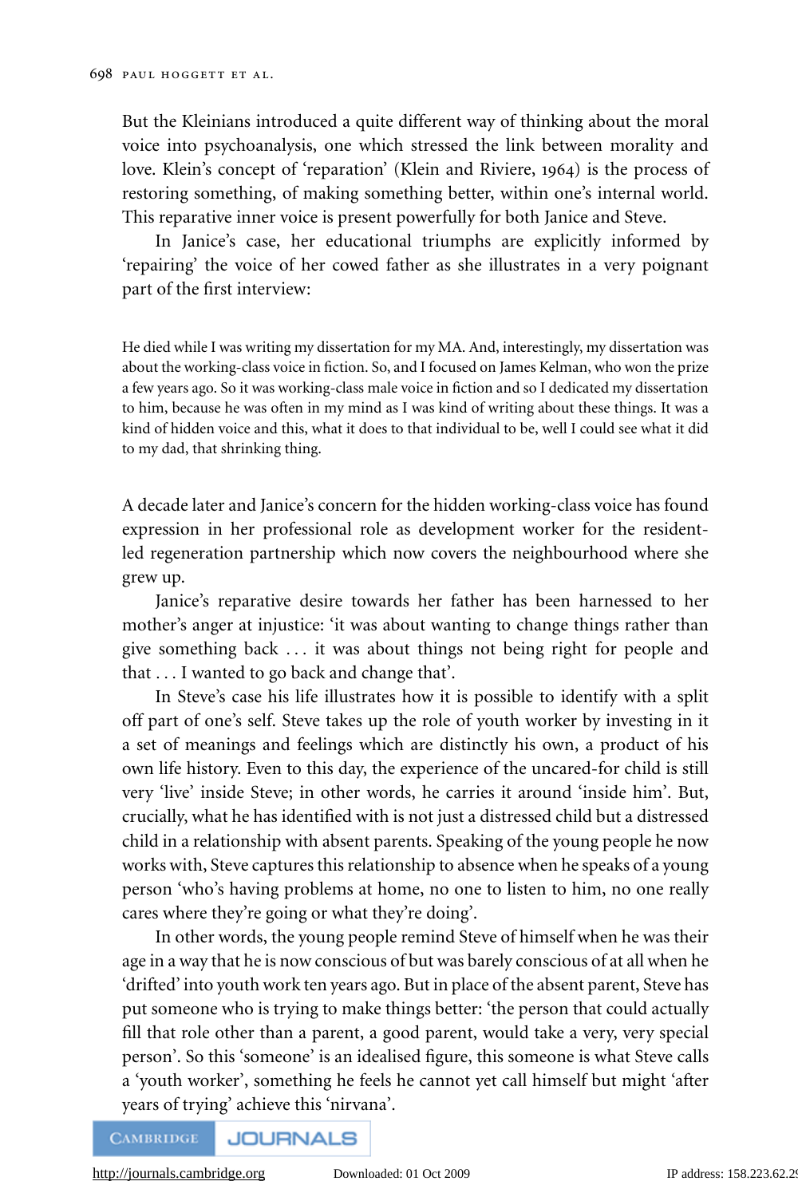But the Kleinians introduced a quite different way of thinking about the moral voice into psychoanalysis, one which stressed the link between morality and love. Klein's concept of 'reparation' (Klein and Riviere, 1964) is the process of restoring something, of making something better, within one's internal world. This reparative inner voice is present powerfully for both Janice and Steve.

In Janice's case, her educational triumphs are explicitly informed by 'repairing' the voice of her cowed father as she illustrates in a very poignant part of the first interview:

> He died while I was writing my dissertation for my MA. And, interestingly, my dissertation was about the working-class voice in fiction. So, and I focused on James Kelman, who won the prize a few years ago. So it was working-class male voice in fiction and so I dedicated my dissertation to him, because he was often in my mind as I was kind of writing about these things. It was a kind of hidden voice and this, what it does to that individual to be, well I could see what it did to my dad, that shrinking thing.

A decade later and Janice's concern for the hidden working-class voice has found expression in her professional role as development worker for the resident-led regeneration partnership which now covers the neighbourhood where she grew up.

Janice's reparative desire towards her father has been harnessed to her mother's anger at injustice: 'it was about wanting to change things rather than give something back . . . it was about things not being right for people and that . . . I wanted to go back and change that'.

In Steve's case his life illustrates how it is possible to identify with a split off part of one's self. Steve takes up the role of youth worker by investing in it a set of meanings and feelings which are distinctly his own, a product of his own life history. Even to this day, the experience of the uncared-for child is still very 'live' inside Steve; in other words, he carries it around 'inside him'. But, crucially, what he has identified with is not just a distressed child but a distressed child in a relationship with absent parents. Speaking of the young people he now works with, Steve captures this relationship to absence when he speaks of a young person 'who's having problems at home, no one to listen to him, no one really cares where they're going or what they're doing'.

In other words, the young people remind Steve of himself when he was their age in a way that he is now conscious of but was barely conscious of at all when he 'drifted' into youth work ten years ago. But in place of the absent parent, Steve has put someone who is trying to make things better: 'the person that could actually fill that role other than a parent, a good parent, would take a very, very special person'. So this 'someone' is an idealised figure, this someone is what Steve calls a 'youth worker', something he feels he cannot yet call himself but might 'after years of trying' achieve this 'nirvana'.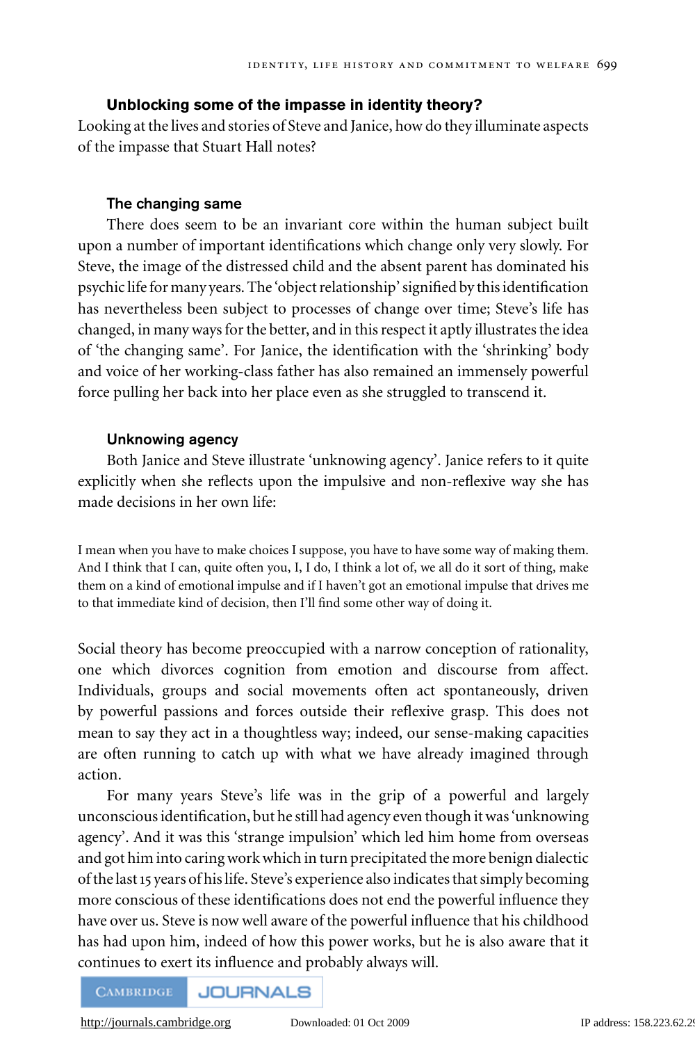### Unblocking some of the impasse in identity theory?

Looking at the lives and stories of Steve and Janice, how do they illuminate aspects of the impasse that Stuart Hall notes?

### The changing same

There does seem to be an invariant core within the human subject built upon a number of important identifications which change only very slowly. For Steve, the image of the distressed child and the absent parent has dominated his psychic life for many years. The 'object relationship' signified by this identification has nevertheless been subject to processes of change over time; Steve's life has changed, in many ways for the better, and in this respect it aptly illustrates the idea of 'the changing same'. For Janice, the identification with the 'shrinking' body and voice of her working-class father has also remained an immensely powerful force pulling her back into her place even as she struggled to transcend it.

### Unknowing agency

Both Janice and Steve illustrate 'unknowing agency'. Janice refers to it quite explicitly when she reflects upon the impulsive and non-reflexive way she has made decisions in her own life:

> I mean when you have to make choices I suppose, you have to have some way of making them. And I think that I can, quite often you, I, I do, I think a lot of, we all do it sort of thing, make them on a kind of emotional impulse and if I haven't got an emotional impulse that drives me to that immediate kind of decision, then I'll find some other way of doing it.

Social theory has become preoccupied with a narrow conception of rationality, one which divorces cognition from emotion and discourse from affect. Individuals, groups and social movements often act spontaneously, driven by powerful passions and forces outside their reflexive grasp. This does not mean to say they act in a thoughtless way; indeed, our sense-making capacities are often running to catch up with what we have already imagined through action.

For many years Steve's life was in the grip of a powerful and largely unconscious identification, but he still had agency even though it was 'unknowing agency'. And it was this 'strange impulsion' which led him home from overseas and got him into caring work which in turn precipitated the more benign dialectic of the last 15 years of his life. Steve's experience also indicates that simply becoming more conscious of these identifications does not end the powerful influence they have over us. Steve is now well aware of the powerful influence that his childhood has had upon him, indeed of how this power works, but he is also aware that it continues to exert its influence and probably always will.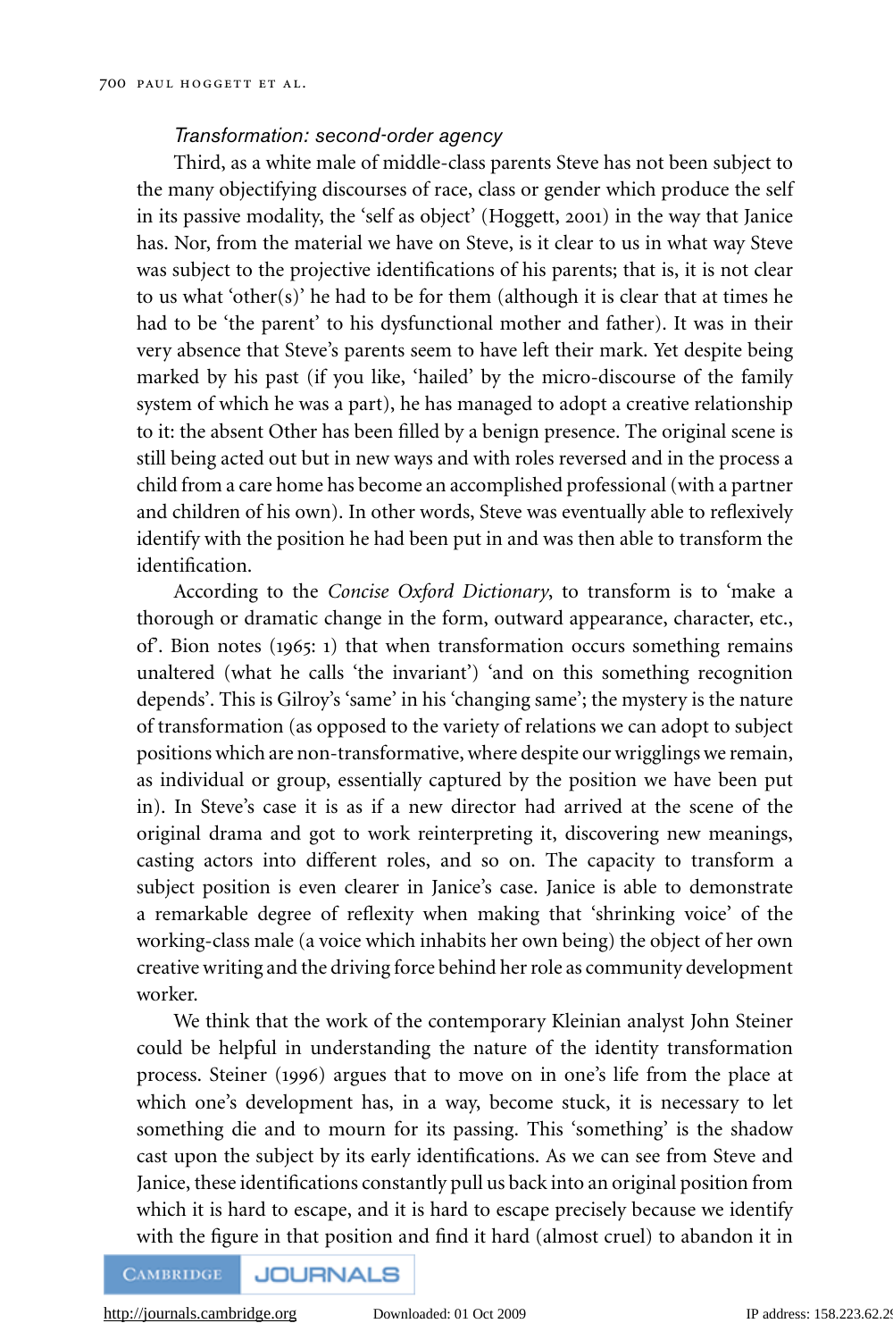*Transformation: second-order agency*

Third, as a white male of middle-class parents Steve has not been subject to the many objectifying discourses of race, class or gender which produce the self in its passive modality, the 'self as object' (Hoggett, 2001) in the way that Janice has. Nor, from the material we have on Steve, is it clear to us in what way Steve was subject to the projective identifications of his parents; that is, it is not clear to us what 'other(s)' he had to be for them (although it is clear that at times he had to be 'the parent' to his dysfunctional mother and father). It was in their very absence that Steve's parents seem to have left their mark. Yet despite being marked by his past (if you like, 'hailed' by the micro-discourse of the family system of which he was a part), he has managed to adopt a creative relationship to it: the absent Other has been filled by a benign presence. The original scene is still being acted out but in new ways and with roles reversed and in the process a child from a care home has become an accomplished professional (with a partner and children of his own). In other words, Steve was eventually able to reflexively identify with the position he had been put in and was then able to transform the identification.

According to the *Concise Oxford Dictionary*, to transform is to 'make a thorough or dramatic change in the form, outward appearance, character, etc., of'. Bion notes (1965: 1) that when transformation occurs something remains unaltered (what he calls 'the invariant') 'and on this something recognition depends'. This is Gilroy's 'same' in his 'changing same'; the mystery is the nature of transformation (as opposed to the variety of relations we can adopt to subject positions which are non-transformative, where despite our wrigglings we remain, as individual or group, essentially captured by the position we have been put in). In Steve's case it is as if a new director had arrived at the scene of the original drama and got to work reinterpreting it, discovering new meanings, casting actors into different roles, and so on. The capacity to transform a subject position is even clearer in Janice's case. Janice is able to demonstrate a remarkable degree of reflexity when making that 'shrinking voice' of the working-class male (a voice which inhabits her own being) the object of her own creative writing and the driving force behind her role as community development worker.

We think that the work of the contemporary Kleinian analyst John Steiner could be helpful in understanding the nature of the identity transformation process. Steiner (1996) argues that to move on in one's life from the place at which one's development has, in a way, become stuck, it is necessary to let something die and to mourn for its passing. This 'something' is the shadow cast upon the subject by its early identifications. As we can see from Steve and Janice, these identifications constantly pull us back into an original position from which it is hard to escape, and it is hard to escape precisely because we identify with the figure in that position and find it hard (almost cruel) to abandon it in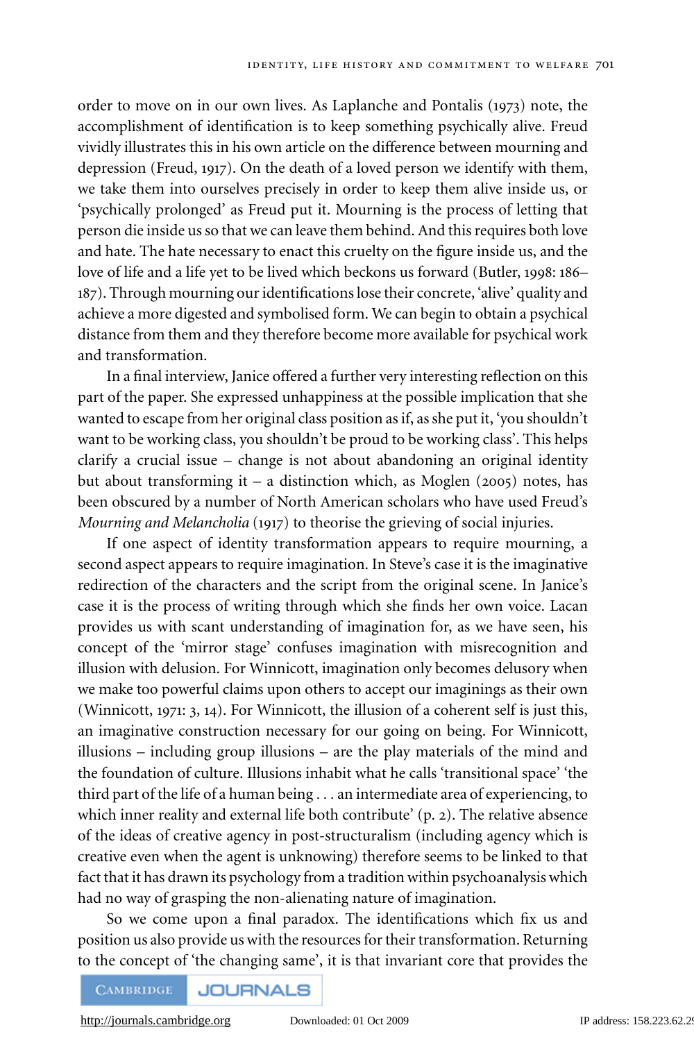order to move on in our own lives. As Laplanche and Pontalis (1973) note, the accomplishment of identification is to keep something psychically alive. Freud vividly illustrates this in his own article on the difference between mourning and depression (Freud, 1917). On the death of a loved person we identify with them, we take them into ourselves precisely in order to keep them alive inside us, or 'psychically prolonged' as Freud put it. Mourning is the process of letting that person die inside us so that we can leave them behind. And this requires both love and hate. The hate necessary to enact this cruelty on the figure inside us, and the love of life and a life yet to be lived which beckons us forward (Butler, 1998: 186–187). Through mourning our identifications lose their concrete, 'alive' quality and achieve a more digested and symbolised form. We can begin to obtain a psychical distance from them and they therefore become more available for psychical work and transformation.

In a final interview, Janice offered a further very interesting reflection on this part of the paper. She expressed unhappiness at the possible implication that she wanted to escape from her original class position as if, as she put it, 'you shouldn't want to be working class, you shouldn't be proud to be working class'. This helps clarify a crucial issue – change is not about abandoning an original identity but about transforming it – a distinction which, as Moglen (2005) notes, has been obscured by a number of North American scholars who have used Freud's *Mourning and Melancholia* (1917) to theorise the grieving of social injuries.

If one aspect of identity transformation appears to require mourning, a second aspect appears to require imagination. In Steve's case it is the imaginative redirection of the characters and the script from the original scene. In Janice's case it is the process of writing through which she finds her own voice. Lacan provides us with scant understanding of imagination for, as we have seen, his concept of the 'mirror stage' confuses imagination with misrecognition and illusion with delusion. For Winnicott, imagination only becomes delusory when we make too powerful claims upon others to accept our imaginings as their own (Winnicott, 1971: 3, 14). For Winnicott, the illusion of a coherent self is just this, an imaginative construction necessary for our going on being. For Winnicott, illusions – including group illusions – are the play materials of the mind and the foundation of culture. Illusions inhabit what he calls 'transitional space' 'the third part of the life of a human being . . . an intermediate area of experiencing, to which inner reality and external life both contribute' (p. 2). The relative absence of the ideas of creative agency in post-structuralism (including agency which is creative even when the agent is unknowing) therefore seems to be linked to that fact that it has drawn its psychology from a tradition within psychoanalysis which had no way of grasping the non-alienating nature of imagination.

So we come upon a final paradox. The identifications which fix us and position us also provide us with the resources for their transformation. Returning to the concept of 'the changing same', it is that invariant core that provides the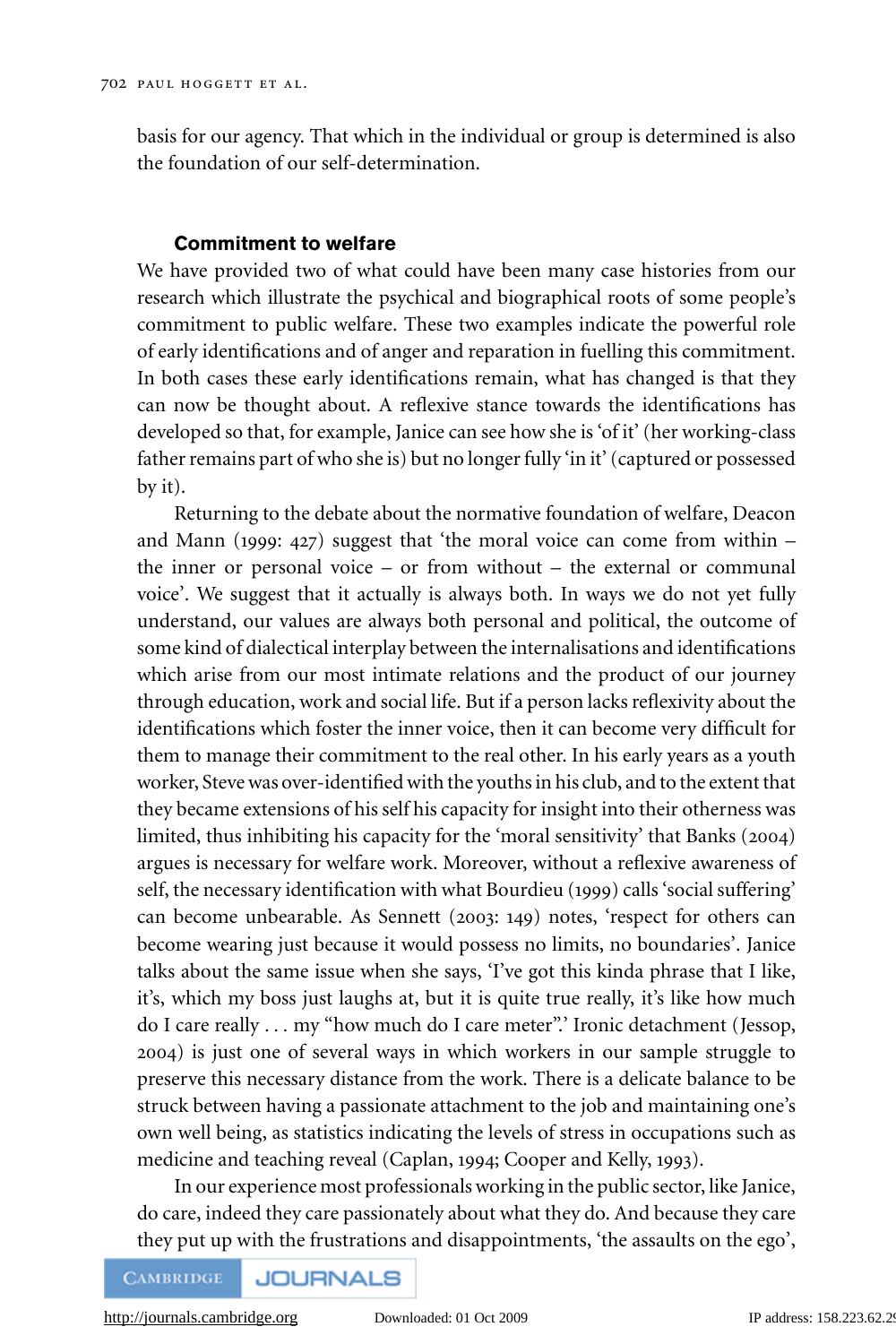basis for our agency. That which in the individual or group is determined is also the foundation of our self-determination.

## Commitment to welfare

We have provided two of what could have been many case histories from our research which illustrate the psychical and biographical roots of some people's commitment to public welfare. These two examples indicate the powerful role of early identifications and of anger and reparation in fuelling this commitment. In both cases these early identifications remain, what has changed is that they can now be thought about. A reflexive stance towards the identifications has developed so that, for example, Janice can see how she is 'of it' (her working-class father remains part of who she is) but no longer fully 'in it' (captured or possessed by it).

Returning to the debate about the normative foundation of welfare, Deacon and Mann (1999: 427) suggest that 'the moral voice can come from within – the inner or personal voice – or from without – the external or communal voice'. We suggest that it actually is always both. In ways we do not yet fully understand, our values are always both personal and political, the outcome of some kind of dialectical interplay between the internalisations and identifications which arise from our most intimate relations and the product of our journey through education, work and social life. But if a person lacks reflexivity about the identifications which foster the inner voice, then it can become very difficult for them to manage their commitment to the real other. In his early years as a youth worker, Steve was over-identified with the youths in his club, and to the extent that they became extensions of his self his capacity for insight into their otherness was limited, thus inhibiting his capacity for the 'moral sensitivity' that Banks (2004) argues is necessary for welfare work. Moreover, without a reflexive awareness of self, the necessary identification with what Bourdieu (1999) calls 'social suffering' can become unbearable. As Sennett (2003: 149) notes, 'respect for others can become wearing just because it would possess no limits, no boundaries'. Janice talks about the same issue when she says, 'I've got this kinda phrase that I like, it's, which my boss just laughs at, but it is quite true really, it's like how much do I care really . . . my "how much do I care meter".' Ironic detachment (Jessop, 2004) is just one of several ways in which workers in our sample struggle to preserve this necessary distance from the work. There is a delicate balance to be struck between having a passionate attachment to the job and maintaining one's own well being, as statistics indicating the levels of stress in occupations such as medicine and teaching reveal (Caplan, 1994; Cooper and Kelly, 1993).

In our experience most professionals working in the public sector, like Janice, do care, indeed they care passionately about what they do. And because they care they put up with the frustrations and disappointments, 'the assaults on the ego',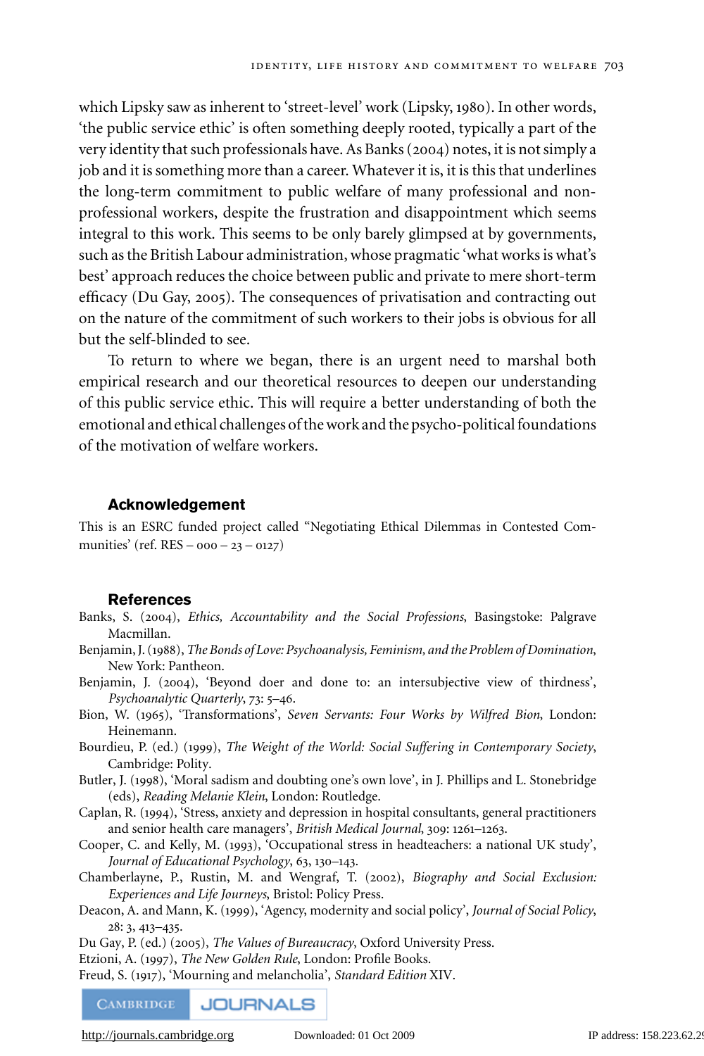which Lipsky saw as inherent to 'street-level' work (Lipsky, 1980). In other words, 'the public service ethic' is often something deeply rooted, typically a part of the very identity that such professionals have. As Banks (2004) notes, it is not simply a job and it is something more than a career. Whatever it is, it is this that underlines the long-term commitment to public welfare of many professional and non-professional workers, despite the frustration and disappointment which seems integral to this work. This seems to be only barely glimpsed at by governments, such as the British Labour administration, whose pragmatic 'what works is what's best' approach reduces the choice between public and private to mere short-term efficacy (Du Gay, 2005). The consequences of privatisation and contracting out on the nature of the commitment of such workers to their jobs is obvious for all but the self-blinded to see.

To return to where we began, there is an urgent need to marshal both empirical research and our theoretical resources to deepen our understanding of this public service ethic. This will require a better understanding of both the emotional and ethical challenges of the work and the psycho-political foundations of the motivation of welfare workers.

## Acknowledgement

This is an ESRC funded project called "Negotiating Ethical Dilemmas in Contested Communities' (ref. RES – 000 – 23 – 0127)

## References

Banks, S. (2004), *Ethics, Accountability and the Social Professions*, Basingstoke: Palgrave Macmillan.

Benjamin, J. (1988), *The Bonds of Love: Psychoanalysis, Feminism, and the Problem of Domination*, New York: Pantheon.

Benjamin, J. (2004), 'Beyond doer and done to: an intersubjective view of thirdness', *Psychoanalytic Quarterly*, 73: 5–46.

Bion, W. (1965), 'Transformations', *Seven Servants: Four Works by Wilfred Bion*, London: Heinemann.

Bourdieu, P. (ed.) (1999), *The Weight of the World: Social Suffering in Contemporary Society*, Cambridge: Polity.

Butler, J. (1998), 'Moral sadism and doubting one's own love', in J. Phillips and L. Stonebridge (eds), *Reading Melanie Klein*, London: Routledge.

Caplan, R. (1994), 'Stress, anxiety and depression in hospital consultants, general practitioners and senior health care managers', *British Medical Journal*, 309: 1261–1263.

Cooper, C. and Kelly, M. (1993), 'Occupational stress in headteachers: a national UK study', *Journal of Educational Psychology*, 63, 130–143.

Chamberlayne, P., Rustin, M. and Wengraf, T. (2002), *Biography and Social Exclusion: Experiences and Life Journeys*, Bristol: Policy Press.

Deacon, A. and Mann, K. (1999), 'Agency, modernity and social policy', *Journal of Social Policy*, 28: 3, 413–435.

Du Gay, P. (ed.) (2005), *The Values of Bureaucracy*, Oxford University Press.

Etzioni, A. (1997), *The New Golden Rule*, London: Profile Books.

Freud, S. (1917), 'Mourning and melancholia', *Standard Edition* XIV.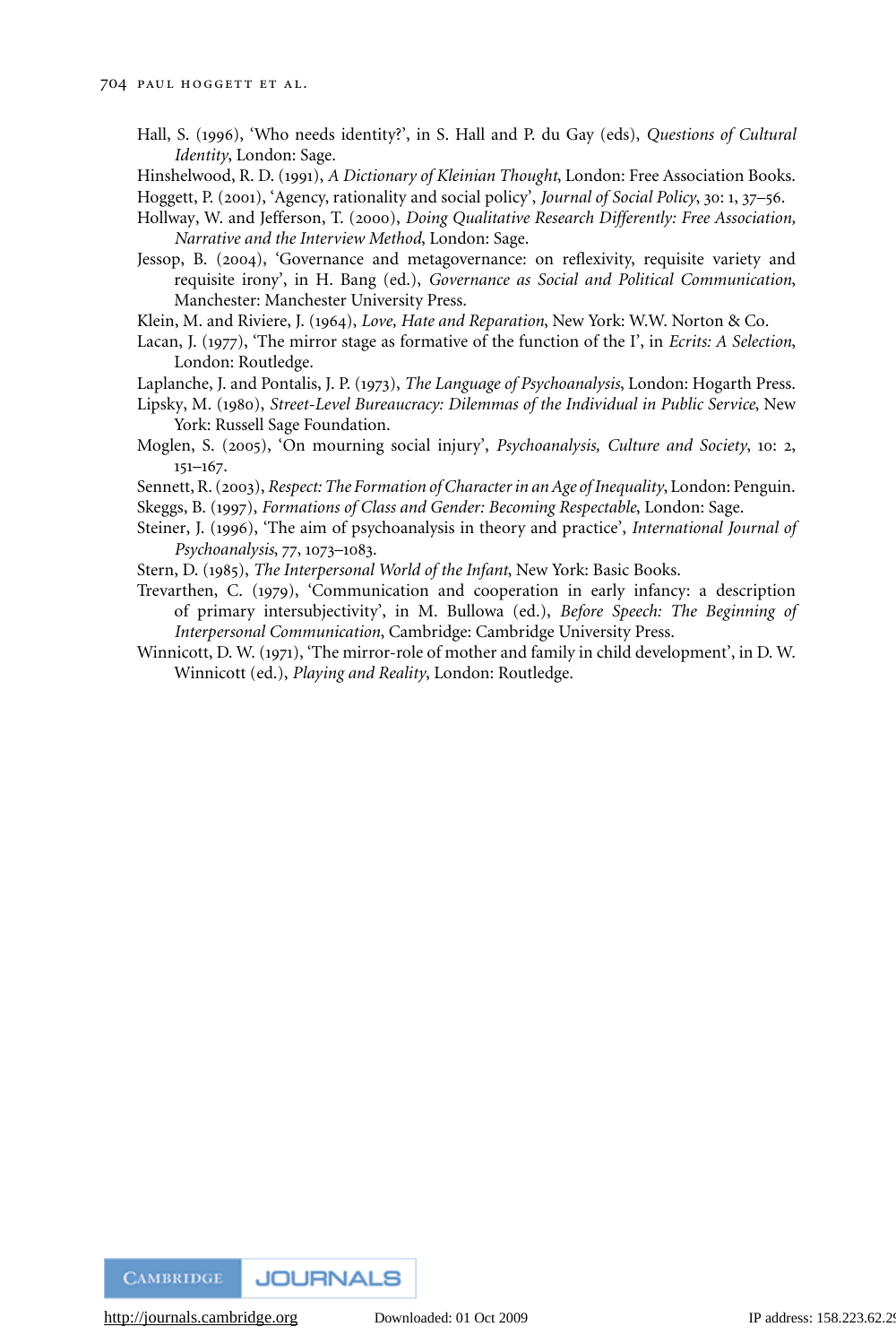Hall, S. (1996), 'Who needs identity?', in S. Hall and P. du Gay (eds), *Questions of Cultural Identity*, London: Sage.

Hinshelwood, R. D. (1991), *A Dictionary of Kleinian Thought*, London: Free Association Books.

Hoggett, P. (2001), 'Agency, rationality and social policy', *Journal of Social Policy*, 30: 1, 37–56.

Hollway, W. and Jefferson, T. (2000), *Doing Qualitative Research Differently: Free Association, Narrative and the Interview Method*, London: Sage.

Jessop, B. (2004), 'Governance and metagovernance: on reflexivity, requisite variety and requisite irony', in H. Bang (ed.), *Governance as Social and Political Communication*, Manchester: Manchester University Press.

Klein, M. and Riviere, J. (1964), *Love, Hate and Reparation*, New York: W.W. Norton & Co.

Lacan, J. (1977), 'The mirror stage as formative of the function of the I', in *Ecrits: A Selection*, London: Routledge.

Laplanche, J. and Pontalis, J. P. (1973), *The Language of Psychoanalysis*, London: Hogarth Press.

Lipsky, M. (1980), *Street-Level Bureaucracy: Dilemmas of the Individual in Public Service*, New York: Russell Sage Foundation.

Moglen, S. (2005), 'On mourning social injury', *Psychoanalysis, Culture and Society*, 10: 2, 151–167.

Sennett, R. (2003), *Respect: The Formation of Character in an Age of Inequality*, London: Penguin.

Skeggs, B. (1997), *Formations of Class and Gender: Becoming Respectable*, London: Sage.

Steiner, J. (1996), 'The aim of psychoanalysis in theory and practice', *International Journal of Psychoanalysis*, 77, 1073–1083.

Stern, D. (1985), *The Interpersonal World of the Infant*, New York: Basic Books.

Trevarthen, C. (1979), 'Communication and cooperation in early infancy: a description of primary intersubjectivity', in M. Bullowa (ed.), *Before Speech: The Beginning of Interpersonal Communication*, Cambridge: Cambridge University Press.

Winnicott, D. W. (1971), 'The mirror-role of mother and family in child development', in D. W. Winnicott (ed.), *Playing and Reality*, London: Routledge.